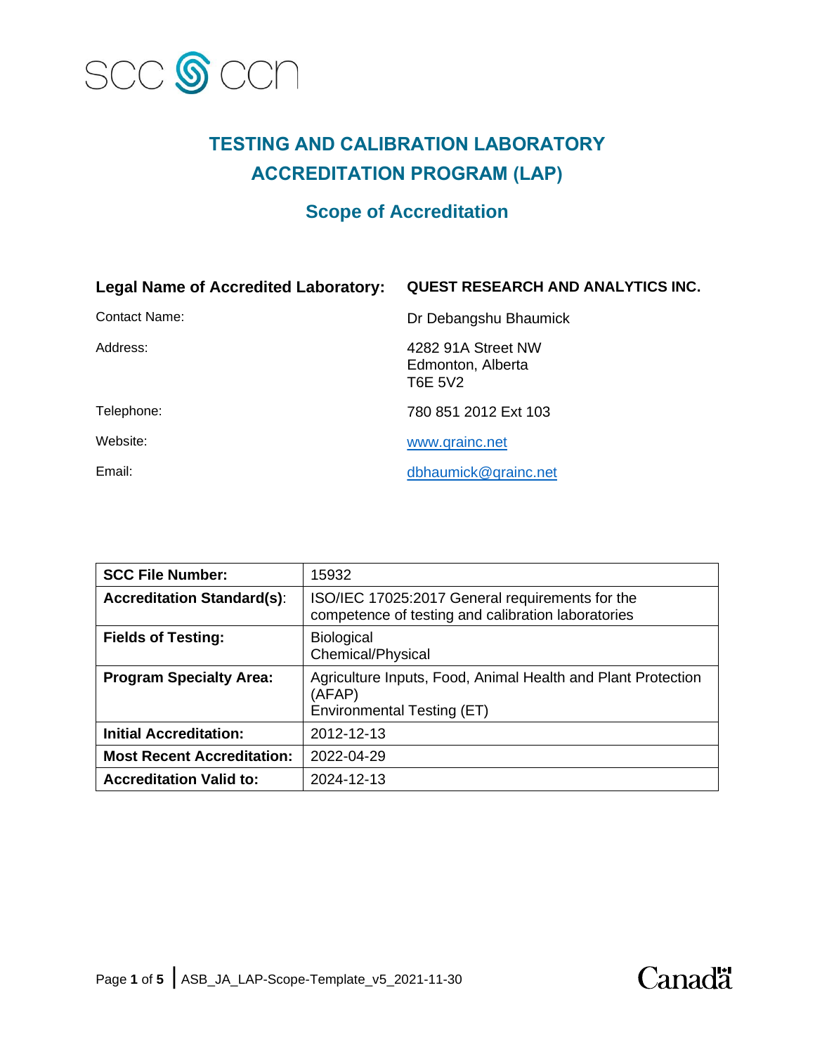SCC CCN

# TESTING AND CALIBRATION LABORATORY ACCREDITATION PROGRAM (LAP)

## Scope of Accreditation

**Legal Name of Accredited Laboratory:** **QUEST RESEARCH AND ANALYTICS INC.**

Contact Name: Dr Debangshu Bhaumick

Address: 4282 91A Street NW
Edmonton, Alberta
T6E 5V2

Telephone: 780 851 2012 Ext 103

Website: www.qrainc.net

Email: dbhaumick@qrainc.net

| | |
|---|---|
| **SCC File Number:** | 15932 |
| **Accreditation Standard(s):** | ISO/IEC 17025:2017 General requirements for the competence of testing and calibration laboratories |
| **Fields of Testing:** | Biological<br>Chemical/Physical |
| **Program Specialty Area:** | Agriculture Inputs, Food, Animal Health and Plant Protection (AFAP)<br>Environmental Testing (ET) |
| **Initial Accreditation:** | 2012-12-13 |
| **Most Recent Accreditation:** | 2022-04-29 |
| **Accreditation Valid to:** | 2024-12-13 |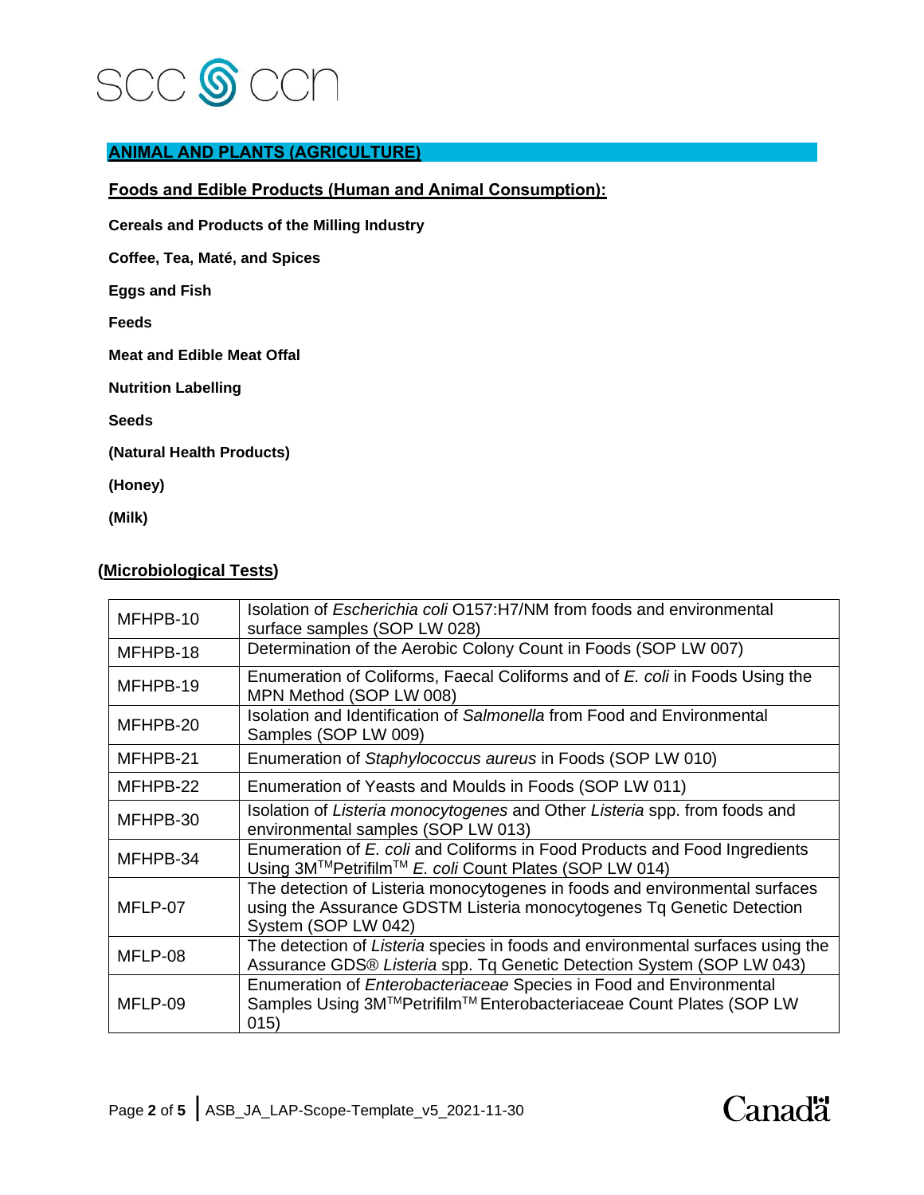## ANIMAL AND PLANTS (AGRICULTURE)

### Foods and Edible Products (Human and Animal Consumption):

**Cereals and Products of the Milling Industry**

**Coffee, Tea, Maté, and Spices**

**Eggs and Fish**

**Feeds**

**Meat and Edible Meat Offal**

**Nutrition Labelling**

**Seeds**

**(Natural Health Products)**

**(Honey)**

**(Milk)**

### (Microbiological Tests)

| | |
|---|---|
| MFHPB-10 | Isolation of *Escherichia coli* O157:H7/NM from foods and environmental surface samples (SOP LW 028) |
| MFHPB-18 | Determination of the Aerobic Colony Count in Foods (SOP LW 007) |
| MFHPB-19 | Enumeration of Coliforms, Faecal Coliforms and of *E. coli* in Foods Using the MPN Method (SOP LW 008) |
| MFHPB-20 | Isolation and Identification of *Salmonella* from Food and Environmental Samples (SOP LW 009) |
| MFHPB-21 | Enumeration of *Staphylococcus aureus* in Foods (SOP LW 010) |
| MFHPB-22 | Enumeration of Yeasts and Moulds in Foods (SOP LW 011) |
| MFHPB-30 | Isolation of *Listeria monocytogenes* and Other *Listeria* spp. from foods and environmental samples (SOP LW 013) |
| MFHPB-34 | Enumeration of *E. coli* and Coliforms in Food Products and Food Ingredients Using 3M™Petrifilm™ *E. coli* Count Plates (SOP LW 014) |
| MFLP-07 | The detection of Listeria monocytogenes in foods and environmental surfaces using the Assurance GDSTM Listeria monocytogenes Tq Genetic Detection System (SOP LW 042) |
| MFLP-08 | The detection of *Listeria* species in foods and environmental surfaces using the Assurance GDS® *Listeria* spp. Tq Genetic Detection System (SOP LW 043) |
| MFLP-09 | Enumeration of *Enterobacteriaceae* Species in Food and Environmental Samples Using 3M™Petrifilm™ Enterobacteriaceae Count Plates (SOP LW 015) |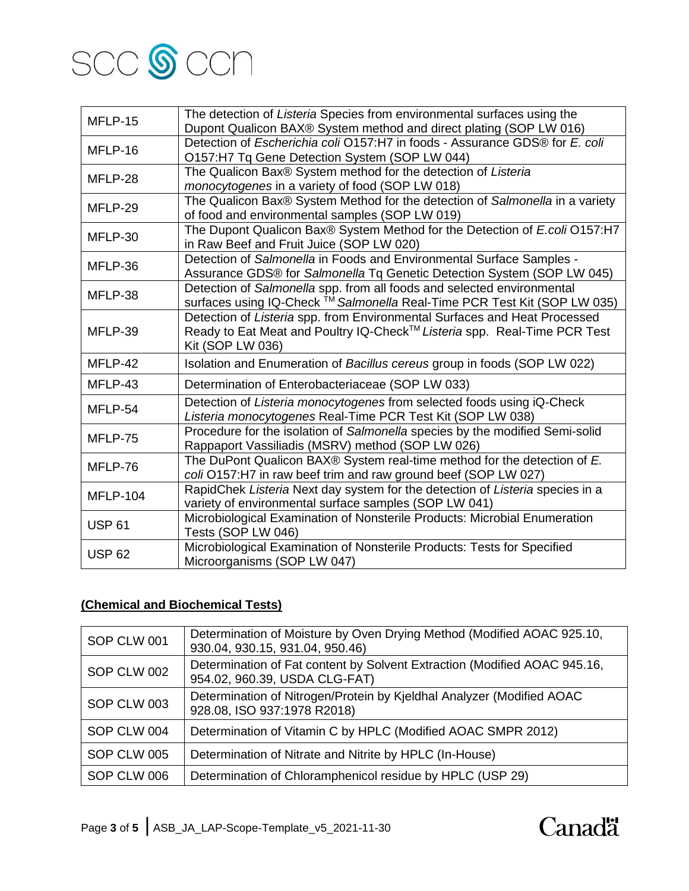| | |
|---|---|
| MFLP-15 | The detection of *Listeria* Species from environmental surfaces using the Dupont Qualicon BAX® System method and direct plating (SOP LW 016) |
| MFLP-16 | Detection of *Escherichia coli* O157:H7 in foods - Assurance GDS® for *E. coli* O157:H7 Tq Gene Detection System (SOP LW 044) |
| MFLP-28 | The Qualicon Bax® System method for the detection of *Listeria monocytogenes* in a variety of food (SOP LW 018) |
| MFLP-29 | The Qualicon Bax® System Method for the detection of *Salmonella* in a variety of food and environmental samples (SOP LW 019) |
| MFLP-30 | The Dupont Qualicon Bax® System Method for the Detection of *E.coli* O157:H7 in Raw Beef and Fruit Juice (SOP LW 020) |
| MFLP-36 | Detection of *Salmonella* in Foods and Environmental Surface Samples - Assurance GDS® for *Salmonella* Tq Genetic Detection System (SOP LW 045) |
| MFLP-38 | Detection of *Salmonella* spp. from all foods and selected environmental surfaces using IQ-Check ™ *Salmonella* Real-Time PCR Test Kit (SOP LW 035) |
| MFLP-39 | Detection of *Listeria* spp. from Environmental Surfaces and Heat Processed Ready to Eat Meat and Poultry IQ-Check™ *Listeria* spp. Real-Time PCR Test Kit (SOP LW 036) |
| MFLP-42 | Isolation and Enumeration of *Bacillus cereus* group in foods (SOP LW 022) |
| MFLP-43 | Determination of Enterobacteriaceae (SOP LW 033) |
| MFLP-54 | Detection of *Listeria monocytogenes* from selected foods using iQ-Check *Listeria monocytogenes* Real-Time PCR Test Kit (SOP LW 038) |
| MFLP-75 | Procedure for the isolation of *Salmonella* species by the modified Semi-solid Rappaport Vassiliadis (MSRV) method (SOP LW 026) |
| MFLP-76 | The DuPont Qualicon BAX® System real-time method for the detection of *E. coli* O157:H7 in raw beef trim and raw ground beef (SOP LW 027) |
| MFLP-104 | RapidChek *Listeria* Next day system for the detection of *Listeria* species in a variety of environmental surface samples (SOP LW 041) |
| USP 61 | Microbiological Examination of Nonsterile Products: Microbial Enumeration Tests (SOP LW 046) |
| USP 62 | Microbiological Examination of Nonsterile Products: Tests for Specified Microorganisms (SOP LW 047) |

**(Chemical and Biochemical Tests)**

| | |
|---|---|
| SOP CLW 001 | Determination of Moisture by Oven Drying Method (Modified AOAC 925.10, 930.04, 930.15, 931.04, 950.46) |
| SOP CLW 002 | Determination of Fat content by Solvent Extraction (Modified AOAC 945.16, 954.02, 960.39, USDA CLG-FAT) |
| SOP CLW 003 | Determination of Nitrogen/Protein by Kjeldhal Analyzer (Modified AOAC 928.08, ISO 937:1978 R2018) |
| SOP CLW 004 | Determination of Vitamin C by HPLC (Modified AOAC SMPR 2012) |
| SOP CLW 005 | Determination of Nitrate and Nitrite by HPLC (In-House) |
| SOP CLW 006 | Determination of Chloramphenicol residue by HPLC (USP 29) |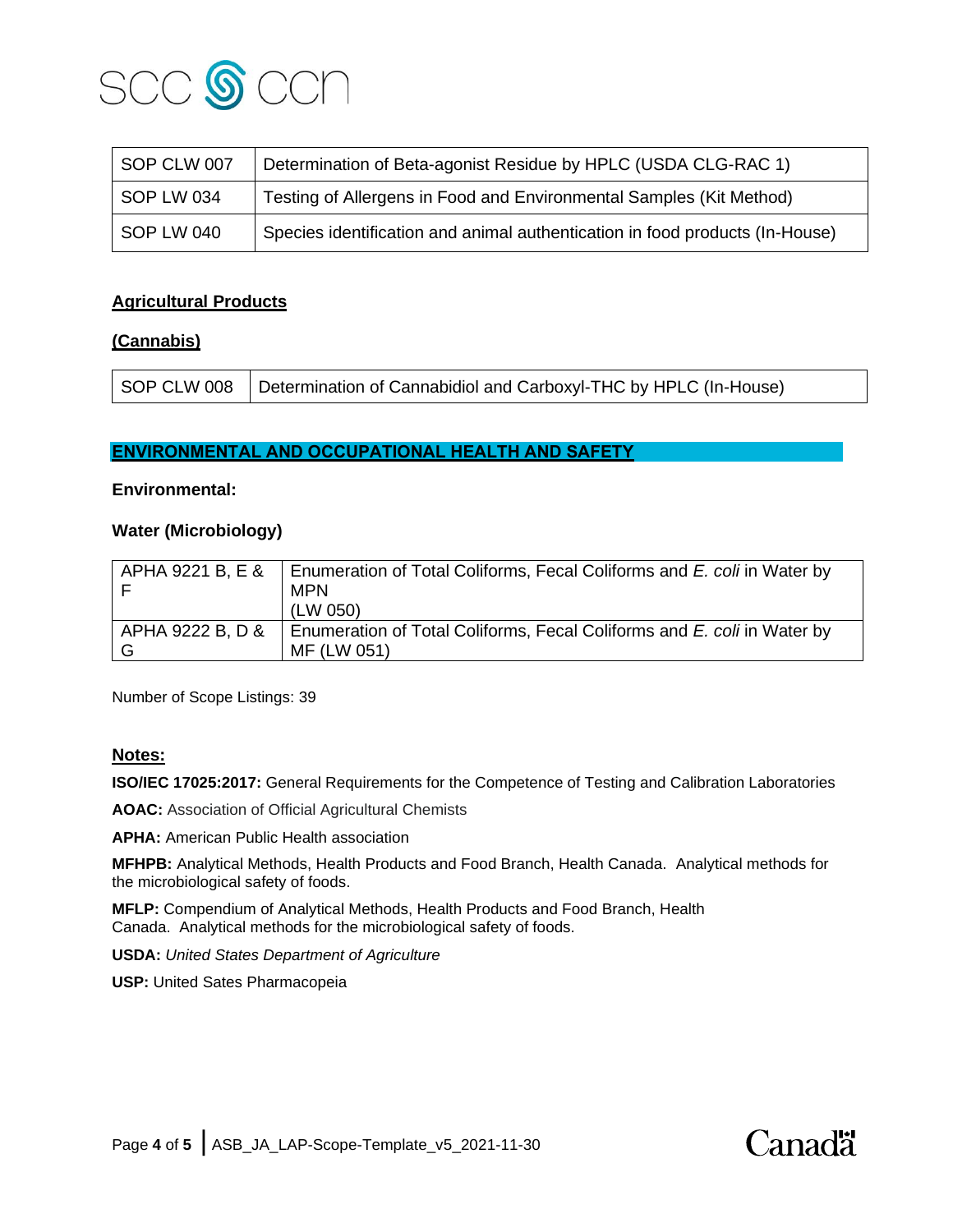| SOP CLW 007 | Determination of Beta-agonist Residue by HPLC (USDA CLG-RAC 1) |
|---|---|
| SOP LW 034 | Testing of Allergens in Food and Environmental Samples (Kit Method) |
| SOP LW 040 | Species identification and animal authentication in food products (In-House) |

**Agricultural Products**

**(Cannabis)**

| SOP CLW 008 | Determination of Cannabidiol and Carboxyl-THC by HPLC (In-House) |
|---|---|

## ENVIRONMENTAL AND OCCUPATIONAL HEALTH AND SAFETY

**Environmental:**

**Water (Microbiology)**

| APHA 9221 B, E & F | Enumeration of Total Coliforms, Fecal Coliforms and *E. coli* in Water by MPN (LW 050) |
|---|---|
| APHA 9222 B, D & G | Enumeration of Total Coliforms, Fecal Coliforms and *E. coli* in Water by MF (LW 051) |

Number of Scope Listings: 39

**Notes:**

**ISO/IEC 17025:2017:** General Requirements for the Competence of Testing and Calibration Laboratories

**AOAC:** Association of Official Agricultural Chemists

**APHA:** American Public Health association

**MFHPB:** Analytical Methods, Health Products and Food Branch, Health Canada. Analytical methods for the microbiological safety of foods.

**MFLP:** Compendium of Analytical Methods, Health Products and Food Branch, Health Canada. Analytical methods for the microbiological safety of foods.

**USDA:** *United States Department of Agriculture*

**USP:** United Sates Pharmacopeia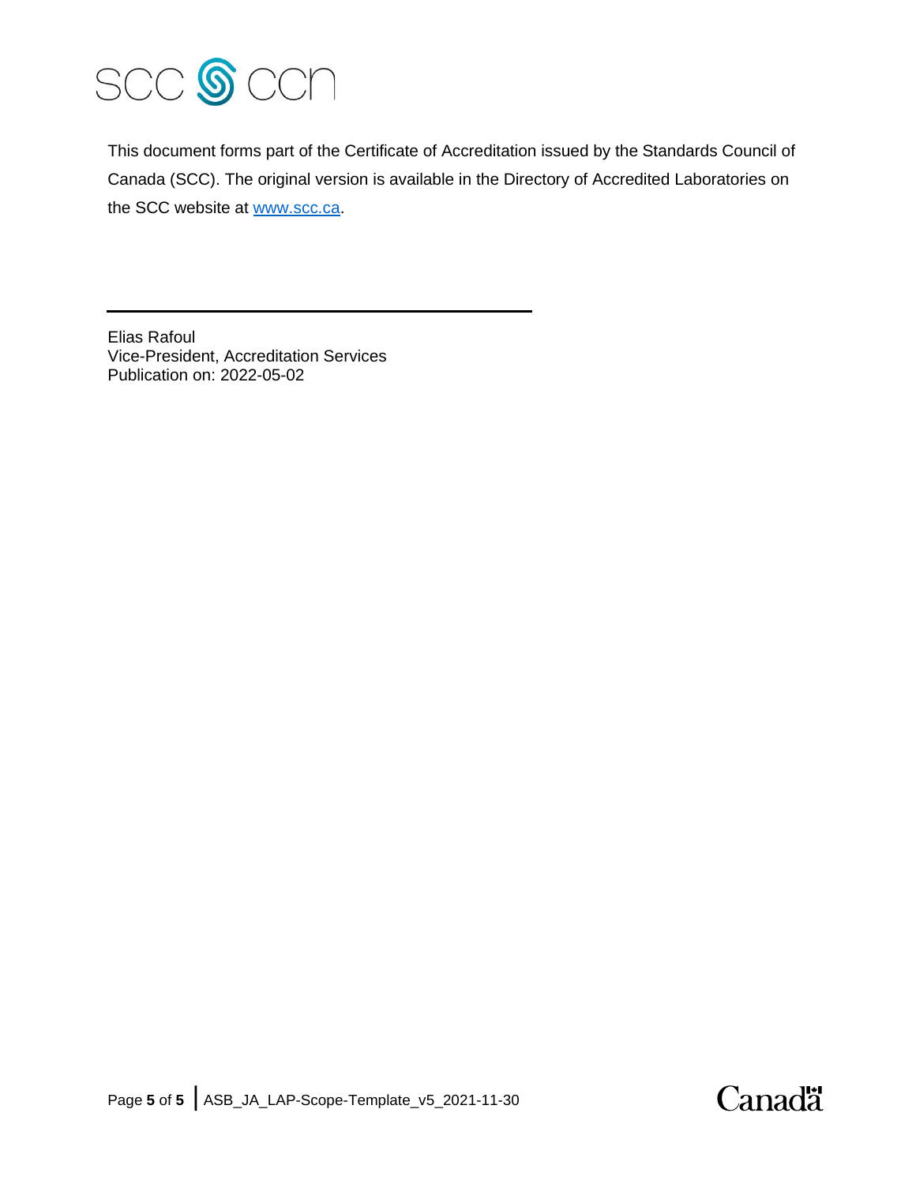This document forms part of the Certificate of Accreditation issued by the Standards Council of Canada (SCC). The original version is available in the Directory of Accredited Laboratories on the SCC website at [www.scc.ca](http://www.scc.ca).

---

Elias Rafoul
Vice-President, Accreditation Services
Publication on: 2022-05-02